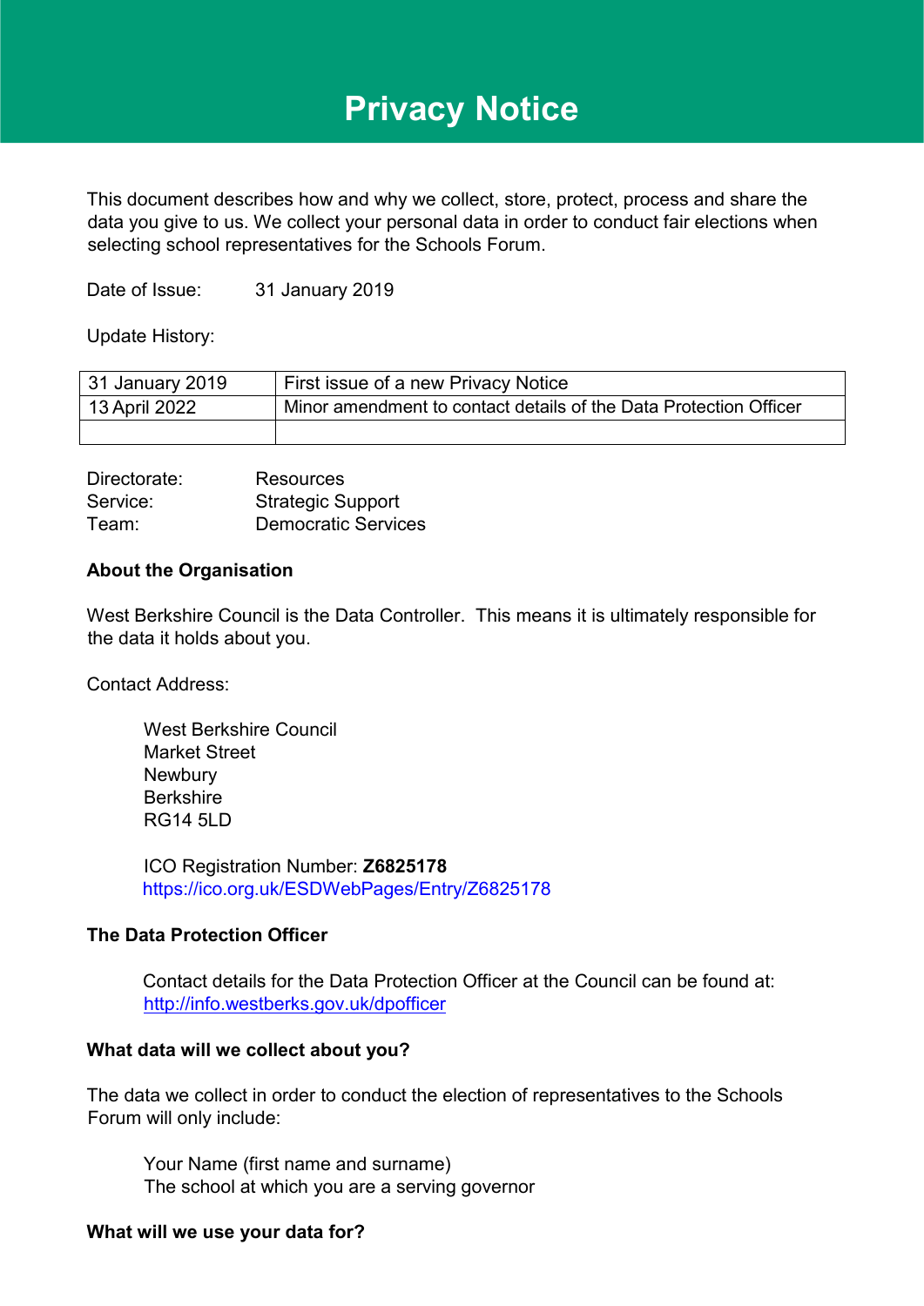# Privacy Notice

This document describes how and why we collect, store, protect, process and share the data you give to us. We collect your personal data in order to conduct fair elections when selecting school representatives for the Schools Forum.

Date of Issue: 31 January 2019

Update History:

| 31 January 2019 | First issue of a new Privacy Notice |
|---|---|
| 13 April 2022 | Minor amendment to contact details of the Data Protection Officer |
| | |

Directorate: Resources
Service: Strategic Support
Team: Democratic Services

**About the Organisation**

West Berkshire Council is the Data Controller. This means it is ultimately responsible for the data it holds about you.

Contact Address:

West Berkshire Council
Market Street
Newbury
Berkshire
RG14 5LD

ICO Registration Number: **Z6825178**
https://ico.org.uk/ESDWebPages/Entry/Z6825178

**The Data Protection Officer**

Contact details for the Data Protection Officer at the Council can be found at:
http://info.westberks.gov.uk/dpofficer

**What data will we collect about you?**

The data we collect in order to conduct the election of representatives to the Schools Forum will only include:

Your Name (first name and surname)
The school at which you are a serving governor

**What will we use your data for?**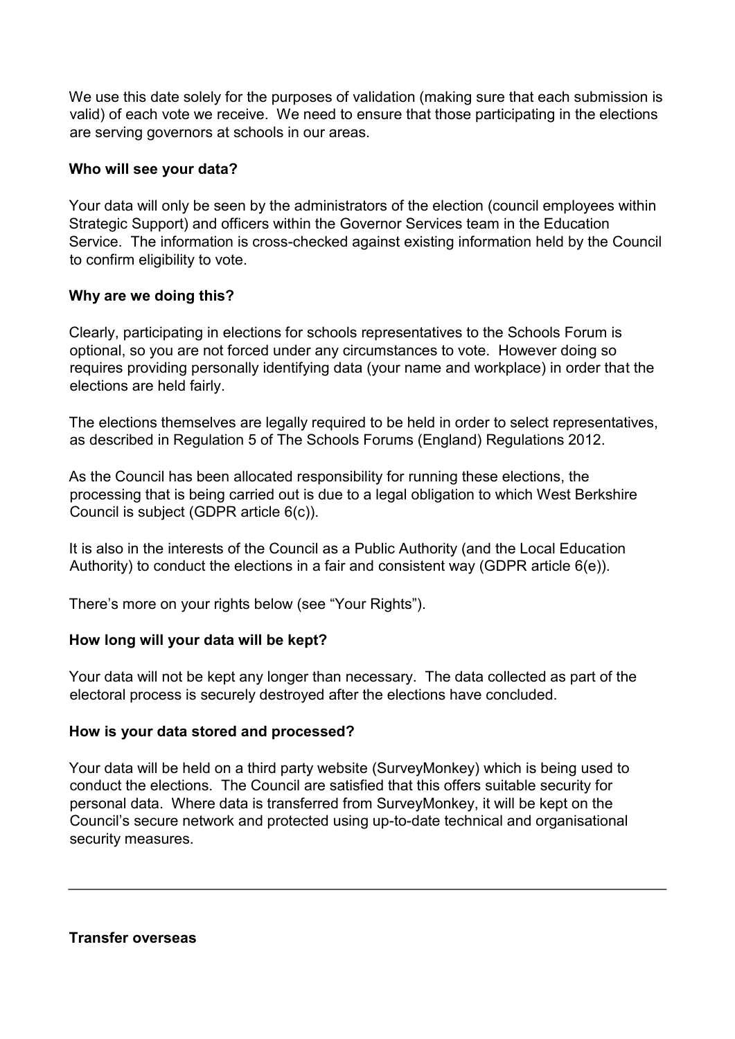We use this date solely for the purposes of validation (making sure that each submission is valid) of each vote we receive. We need to ensure that those participating in the elections are serving governors at schools in our areas.

**Who will see your data?**

Your data will only be seen by the administrators of the election (council employees within Strategic Support) and officers within the Governor Services team in the Education Service. The information is cross-checked against existing information held by the Council to confirm eligibility to vote.

**Why are we doing this?**

Clearly, participating in elections for schools representatives to the Schools Forum is optional, so you are not forced under any circumstances to vote. However doing so requires providing personally identifying data (your name and workplace) in order that the elections are held fairly.

The elections themselves are legally required to be held in order to select representatives, as described in Regulation 5 of The Schools Forums (England) Regulations 2012.

As the Council has been allocated responsibility for running these elections, the processing that is being carried out is due to a legal obligation to which West Berkshire Council is subject (GDPR article 6(c)).

It is also in the interests of the Council as a Public Authority (and the Local Education Authority) to conduct the elections in a fair and consistent way (GDPR article 6(e)).

There's more on your rights below (see "Your Rights").

**How long will your data will be kept?**

Your data will not be kept any longer than necessary. The data collected as part of the electoral process is securely destroyed after the elections have concluded.

**How is your data stored and processed?**

Your data will be held on a third party website (SurveyMonkey) which is being used to conduct the elections. The Council are satisfied that this offers suitable security for personal data. Where data is transferred from SurveyMonkey, it will be kept on the Council's secure network and protected using up-to-date technical and organisational security measures.

---

**Transfer overseas**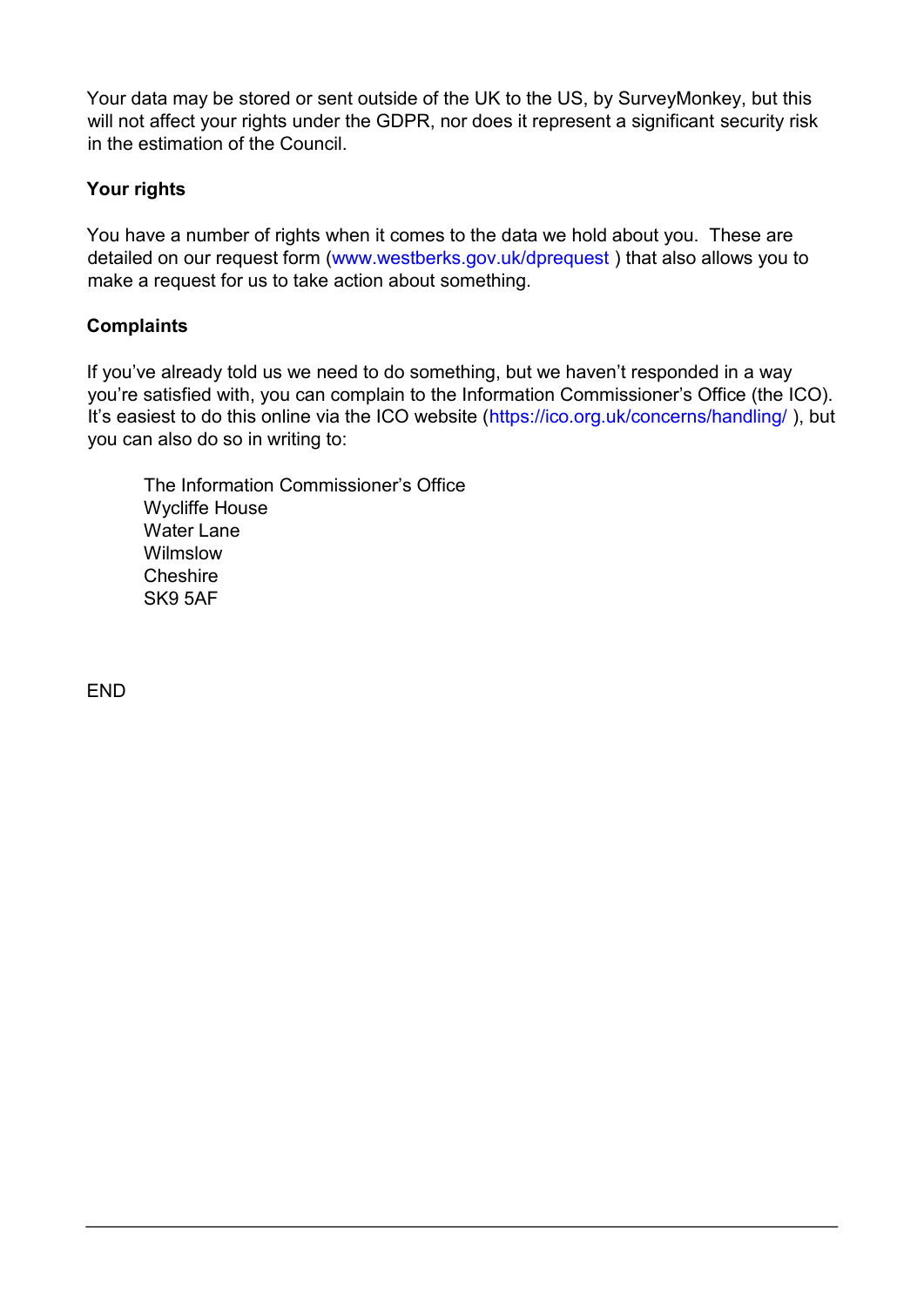Your data may be stored or sent outside of the UK to the US, by SurveyMonkey, but this will not affect your rights under the GDPR, nor does it represent a significant security risk in the estimation of the Council.

**Your rights**

You have a number of rights when it comes to the data we hold about you. These are detailed on our request form (www.westberks.gov.uk/dprequest ) that also allows you to make a request for us to take action about something.

**Complaints**

If you've already told us we need to do something, but we haven't responded in a way you're satisfied with, you can complain to the Information Commissioner's Office (the ICO). It's easiest to do this online via the ICO website (https://ico.org.uk/concerns/handling/ ), but you can also do so in writing to:

The Information Commissioner's Office  
Wycliffe House  
Water Lane  
Wilmslow  
Cheshire  
SK9 5AF

END